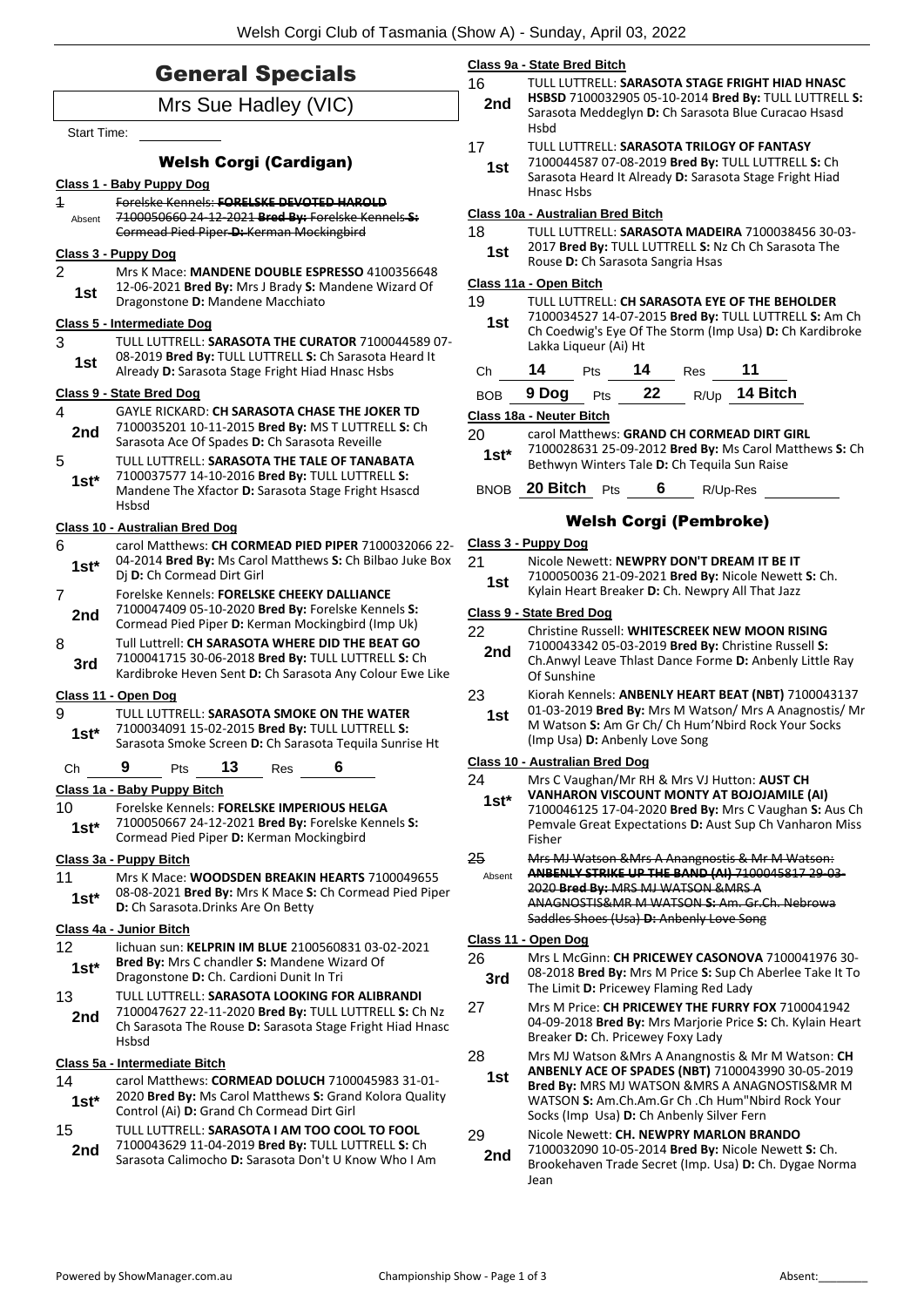# General Specials

## Mrs Sue Hadley (VIC)

Start Time:

### Welsh Corgi (Cardigan)

**Class 1 - Baby Puppy Dog**

1 Absent ~~Forelske Kennels: **FORELSKE DEVOTED HAROLD** 7100050660 24-12-2021 **Bred By:** Forelske Kennels **S:** Cormead Pied Piper **D:** Kerman Mockingbird~~

**Class 3 - Puppy Dog**

2 **1st** Mrs K Mace: **MANDENE DOUBLE ESPRESSO** 4100356648 12-06-2021 **Bred By:** Mrs J Brady **S:** Mandene Wizard Of Dragonstone **D:** Mandene Macchiato

**Class 5 - Intermediate Dog**

3 **1st** TULL LUTTRELL: **SARASOTA THE CURATOR** 7100044589 07-08-2019 **Bred By:** TULL LUTTRELL **S:** Ch Sarasota Heard It Already **D:** Sarasota Stage Fright Hiad Hnasc Hsbs

**Class 9 - State Bred Dog**

4 **2nd** GAYLE RICKARD: **CH SARASOTA CHASE THE JOKER TD** 7100035201 10-11-2015 **Bred By:** MS T LUTTRELL **S:** Ch Sarasota Ace Of Spades **D:** Ch Sarasota Reveille

5 **1st*** TULL LUTTRELL: **SARASOTA THE TALE OF TANABATA** 7100037577 14-10-2016 **Bred By:** TULL LUTTRELL **S:** Mandene The Xfactor **D:** Sarasota Stage Fright Hsascd Hsbsd

**Class 10 - Australian Bred Dog**

6 **1st*** carol Matthews: **CH CORMEAD PIED PIPER** 7100032066 22-04-2014 **Bred By:** Ms Carol Matthews **S:** Ch Bilbao Juke Box Dj **D:** Ch Cormead Dirt Girl

7 **2nd** Forelske Kennels: **FORELSKE CHEEKY DALLIANCE** 7100047409 05-10-2020 **Bred By:** Forelske Kennels **S:** Cormead Pied Piper **D:** Kerman Mockingbird (Imp Uk)

8 **3rd** Tull Luttrell: **CH SARASOTA WHERE DID THE BEAT GO** 7100041715 30-06-2018 **Bred By:** TULL LUTTRELL **S:** Ch Kardibroke Heven Sent **D:** Ch Sarasota Any Colour Ewe Like

**Class 11 - Open Dog**

9 **1st*** TULL LUTTRELL: **SARASOTA SMOKE ON THE WATER** 7100034091 15-02-2015 **Bred By:** TULL LUTTRELL **S:** Sarasota Smoke Screen **D:** Ch Sarasota Tequila Sunrise Ht

Ch **9** Pts **13** Res **6**

**Class 1a - Baby Puppy Bitch**

10 **1st*** Forelske Kennels: **FORELSKE IMPERIOUS HELGA** 7100050667 24-12-2021 **Bred By:** Forelske Kennels **S:** Cormead Pied Piper **D:** Kerman Mockingbird

**Class 3a - Puppy Bitch**

11 **1st*** Mrs K Mace: **WOODSDEN BREAKIN HEARTS** 7100049655 08-08-2021 **Bred By:** Mrs K Mace **S:** Ch Cormead Pied Piper **D:** Ch Sarasota.Drinks Are On Betty

**Class 4a - Junior Bitch**

12 **1st*** lichuan sun: **KELPRIN IM BLUE** 2100560831 03-02-2021 **Bred By:** Mrs C chandler **S:** Mandene Wizard Of Dragonstone **D:** Ch. Cardioni Dunit In Tri

13 **2nd** TULL LUTTRELL: **SARASOTA LOOKING FOR ALIBRANDI** 7100047627 22-11-2020 **Bred By:** TULL LUTTRELL **S:** Ch Nz Ch Sarasota The Rouse **D:** Sarasota Stage Fright Hiad Hnasc Hsbsd

**Class 5a - Intermediate Bitch**

14 **1st*** carol Matthews: **CORMEAD DOLUCH** 7100045983 31-01-2020 **Bred By:** Ms Carol Matthews **S:** Grand Kolora Quality Control (Ai) **D:** Grand Ch Cormead Dirt Girl

15 **2nd** TULL LUTTRELL: **SARASOTA I AM TOO COOL TO FOOL** 7100043629 11-04-2019 **Bred By:** TULL LUTTRELL **S:** Ch Sarasota Calimocho **D:** Sarasota Don't U Know Who I Am

**Class 9a - State Bred Bitch**

16 **2nd** TULL LUTTRELL: **SARASOTA STAGE FRIGHT HIAD HNASC HSBSD** 7100032905 05-10-2014 **Bred By:** TULL LUTTRELL **S:** Sarasota Meddeglyn **D:** Ch Sarasota Blue Curacao Hsasd Hsbd

17 **1st** TULL LUTTRELL: **SARASOTA TRILOGY OF FANTASY** 7100044587 07-08-2019 **Bred By:** TULL LUTTRELL **S:** Ch Sarasota Heard It Already **D:** Sarasota Stage Fright Hiad Hnasc Hsbs

**Class 10a - Australian Bred Bitch**

18 **1st** TULL LUTTRELL: **SARASOTA MADEIRA** 7100038456 30-03-2017 **Bred By:** TULL LUTTRELL **S:** Nz Ch Ch Sarasota The Rouse **D:** Ch Sarasota Sangria Hsas

**Class 11a - Open Bitch**

19 **1st** TULL LUTTRELL: **CH SARASOTA EYE OF THE BEHOLDER** 7100034527 14-07-2015 **Bred By:** TULL LUTTRELL **S:** Am Ch Ch Coedwig's Eye Of The Storm (Imp Usa) **D:** Ch Kardibroke Lakka Liqueur (Ai) Ht

Ch **14** Pts **14** Res **11**

BOB **9 Dog** Pts **22** R/Up **14 Bitch**

**Class 18a - Neuter Bitch**

20 **1st*** carol Matthews: **GRAND CH CORMEAD DIRT GIRL** 7100028631 25-09-2012 **Bred By:** Ms Carol Matthews **S:** Ch Bethwyn Winters Tale **D:** Ch Tequila Sun Raise

BNOB **20 Bitch** Pts **6** R/Up-Res

### Welsh Corgi (Pembroke)

**Class 3 - Puppy Dog**

21 **1st** Nicole Newett: **NEWPRY DON'T DREAM IT BE IT** 7100050036 21-09-2021 **Bred By:** Nicole Newett **S:** Ch. Kylain Heart Breaker **D:** Ch. Newpry All That Jazz

**Class 9 - State Bred Dog**

22 **2nd** Christine Russell: **WHITESCREEK NEW MOON RISING** 7100043342 05-03-2019 **Bred By:** Christine Russell **S:** Ch.Anwyl Leave Thlast Dance Forme **D:** Anbenly Little Ray Of Sunshine

23 **1st** Kiorah Kennels: **ANBENLY HEART BEAT (NBT)** 7100043137 01-03-2019 **Bred By:** Mrs M Watson/ Mrs A Anagnostis/ Mr M Watson **S:** Am Gr Ch/ Ch Hum'Nbird Rock Your Socks (Imp Usa) **D:** Anbenly Love Song

**Class 10 - Australian Bred Dog**

24 **1st*** Mrs C Vaughan/Mr RH & Mrs VJ Hutton: **AUST CH VANHARON VISCOUNT MONTY AT BOJOJAMILE (AI)** 7100046125 17-04-2020 **Bred By:** Mrs C Vaughan **S:** Aus Ch Pemvale Great Expectations **D:** Aust Sup Ch Vanharon Miss Fisher

25 Absent ~~Mrs MJ Watson &Mrs A Anangnostis & Mr M Watson: **ANBENLY STRIKE UP THE BAND (AI)** 7100045817 29-03-2020 **Bred By:** MRS MJ WATSON &MRS A ANAGNOSTIS&MR M WATSON **S:** Am. Gr.Ch. Nebrowa Saddles Shoes (Usa) **D:** Anbenly Love Song~~

**Class 11 - Open Dog**

26 **3rd** Mrs L McGinn: **CH PRICEWEY CASONOVA** 7100041976 30-08-2018 **Bred By:** Mrs M Price **S:** Sup Ch Aberlee Take It To The Limit **D:** Pricewey Flaming Red Lady

27 Mrs M Price: **CH PRICEWEY THE FURRY FOX** 7100041942 04-09-2018 **Bred By:** Mrs Marjorie Price **S:** Ch. Kylain Heart Breaker **D:** Ch. Pricewey Foxy Lady

28 **1st** Mrs MJ Watson &Mrs A Anangnostis & Mr M Watson: **CH ANBENLY ACE OF SPADES (NBT)** 7100043990 30-05-2019 **Bred By:** MRS MJ WATSON &MRS A ANAGNOSTIS&MR M WATSON **S:** Am.Ch.Am.Gr Ch .Ch Hum"Nbird Rock Your Socks (Imp Usa) **D:** Ch Anbenly Silver Fern

29 **2nd** Nicole Newett: **CH. NEWPRY MARLON BRANDO** 7100032090 10-05-2014 **Bred By:** Nicole Newett **S:** Ch. Brookehaven Trade Secret (Imp. Usa) **D:** Ch. Dygae Norma Jean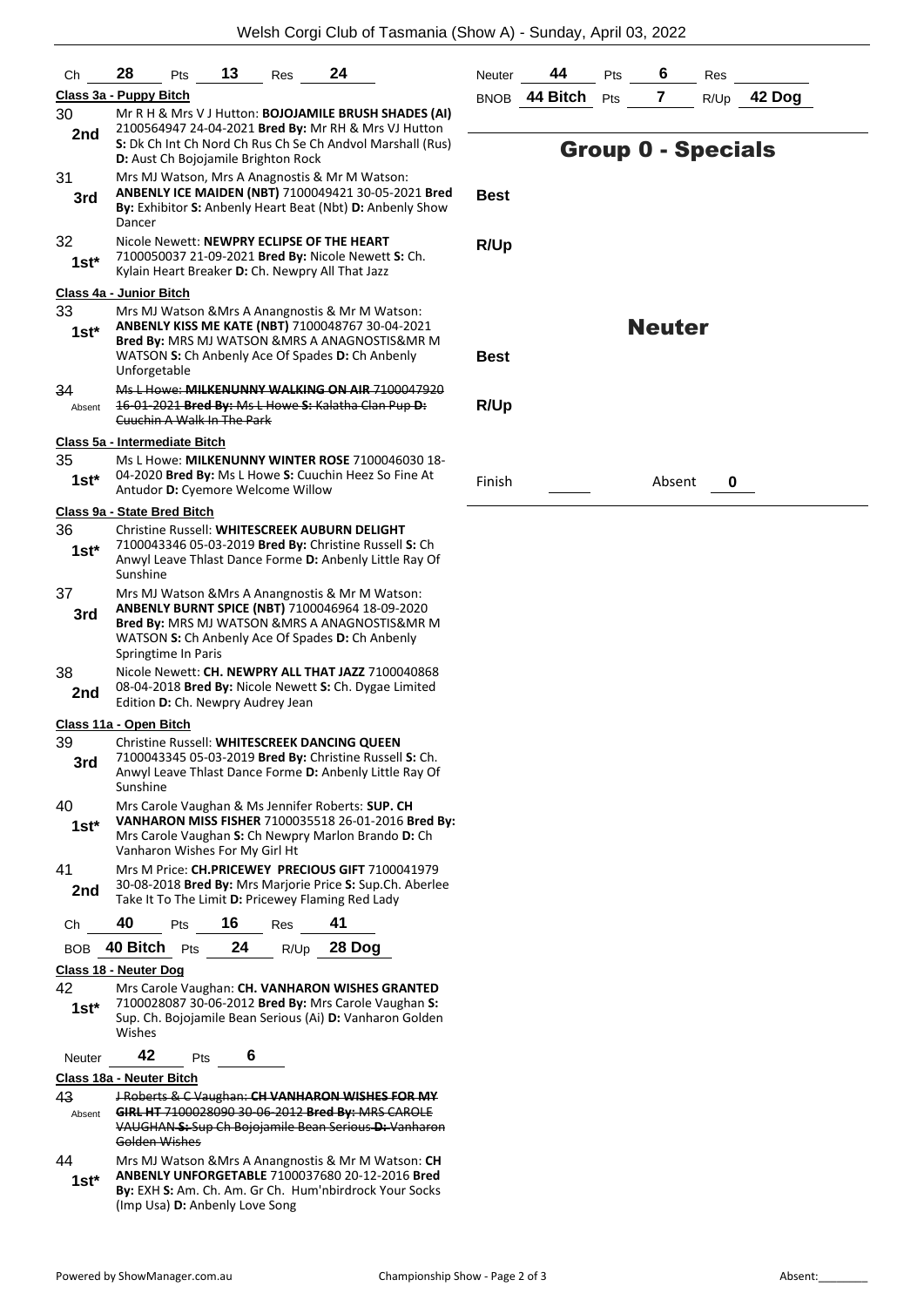# Welsh Corgi Club of Tasmania (Show A) - Sunday, April 03, 2022

Ch **28** Pts **13** Res **24**

### Class 3a - Puppy Bitch

**30** — **2nd** — Mr R H & Mrs V J Hutton: **BOJOJAMILE BRUSH SHADES (AI)** 2100564947 24-04-2021 **Bred By:** Mr RH & Mrs VJ Hutton **S:** Dk Ch Int Ch Nord Ch Rus Ch Se Ch Andvol Marshall (Rus) **D:** Aust Ch Bojojamile Brighton Rock

**31** — **3rd** — Mrs MJ Watson, Mrs A Anagnostis & Mr M Watson: **ANBENLY ICE MAIDEN (NBT)** 7100049421 30-05-2021 **Bred By:** Exhibitor **S:** Anbenly Heart Beat (Nbt) **D:** Anbenly Show Dancer

**32** — **1st*** — Nicole Newett: **NEWPRY ECLIPSE OF THE HEART** 7100050037 21-09-2021 **Bred By:** Nicole Newett **S:** Ch. Kylain Heart Breaker **D:** Ch. Newpry All That Jazz

### Class 4a - Junior Bitch

**33** — **1st*** — Mrs MJ Watson &Mrs A Anangnostis & Mr M Watson: **ANBENLY KISS ME KATE (NBT)** 7100048767 30-04-2021 **Bred By:** MRS MJ WATSON &MRS A ANAGNOSTIS&MR M WATSON **S:** Ch Anbenly Ace Of Spades **D:** Ch Anbenly Unforgetable

**34** — Absent — ~~Ms L Howe: **MILKENUNNY WALKING ON AIR** 7100047920 16-01-2021 **Bred By:** Ms L Howe **S:** Kalatha Clan Pup **D:** Cuuchin A Walk In The Park~~

### Class 5a - Intermediate Bitch

**35** — **1st*** — Ms L Howe: **MILKENUNNY WINTER ROSE** 7100046030 18-04-2020 **Bred By:** Ms L Howe **S:** Cuuchin Heez So Fine At Antudor **D:** Cyemore Welcome Willow

### Class 9a - State Bred Bitch

**36** — **1st*** — Christine Russell: **WHITESCREEK AUBURN DELIGHT** 7100043346 05-03-2019 **Bred By:** Christine Russell **S:** Ch Anwyl Leave Thlast Dance Forme **D:** Anbenly Little Ray Of Sunshine

**37** — **3rd** — Mrs MJ Watson &Mrs A Anangnostis & Mr M Watson: **ANBENLY BURNT SPICE (NBT)** 7100046964 18-09-2020 **Bred By:** MRS MJ WATSON &MRS A ANAGNOSTIS&MR M WATSON **S:** Ch Anbenly Ace Of Spades **D:** Ch Anbenly Springtime In Paris

**38** — **2nd** — Nicole Newett: **CH. NEWPRY ALL THAT JAZZ** 7100040868 08-04-2018 **Bred By:** Nicole Newett **S:** Ch. Dygae Limited Edition **D:** Ch. Newpry Audrey Jean

### Class 11a - Open Bitch

**39** — **3rd** — Christine Russell: **WHITESCREEK DANCING QUEEN** 7100043345 05-03-2019 **Bred By:** Christine Russell **S:** Ch. Anwyl Leave Thlast Dance Forme **D:** Anbenly Little Ray Of Sunshine

**40** — **1st*** — Mrs Carole Vaughan & Ms Jennifer Roberts: **SUP. CH VANHARON MISS FISHER** 7100035518 26-01-2016 **Bred By:** Mrs Carole Vaughan **S:** Ch Newpry Marlon Brando **D:** Ch Vanharon Wishes For My Girl Ht

**41** — **2nd** — Mrs M Price: **CH.PRICEWEY PRECIOUS GIFT** 7100041979 30-08-2018 **Bred By:** Mrs Marjorie Price **S:** Sup.Ch. Aberlee Take It To The Limit **D:** Pricewey Flaming Red Lady

Ch **40** Pts **16** Res **41**

BOB **40 Bitch** Pts **24** R/Up **28 Dog**

### Class 18 - Neuter Dog

**42** — **1st*** — Mrs Carole Vaughan: **CH. VANHARON WISHES GRANTED** 7100028087 30-06-2012 **Bred By:** Mrs Carole Vaughan **S:** Sup. Ch. Bojojamile Bean Serious (Ai) **D:** Vanharon Golden Wishes

Neuter **42** Pts **6**

### Class 18a - Neuter Bitch

**43** — Absent — ~~J Roberts & C Vaughan: **CH VANHARON WISHES FOR MY GIRL HT** 7100028090 30-06-2012 **Bred By:** MRS CAROLE VAUGHAN **S:** Sup Ch Bojojamile Bean Serious **D:** Vanharon Golden Wishes~~

**44** — **1st*** — Mrs MJ Watson &Mrs A Anangnostis & Mr M Watson: **CH ANBENLY UNFORGETABLE** 7100037680 20-12-2016 **Bred By:** EXH **S:** Am. Ch. Am. Gr Ch. Hum'nbirdrock Your Socks (Imp Usa) **D:** Anbenly Love Song

Neuter **44** Pts **6** Res

BNOB **44 Bitch** Pts **7** R/Up **42 Dog**

## Group 0 - Specials

**Best**

**R/Up**

## Neuter

**Best**

**R/Up**

Finish — Absent **0**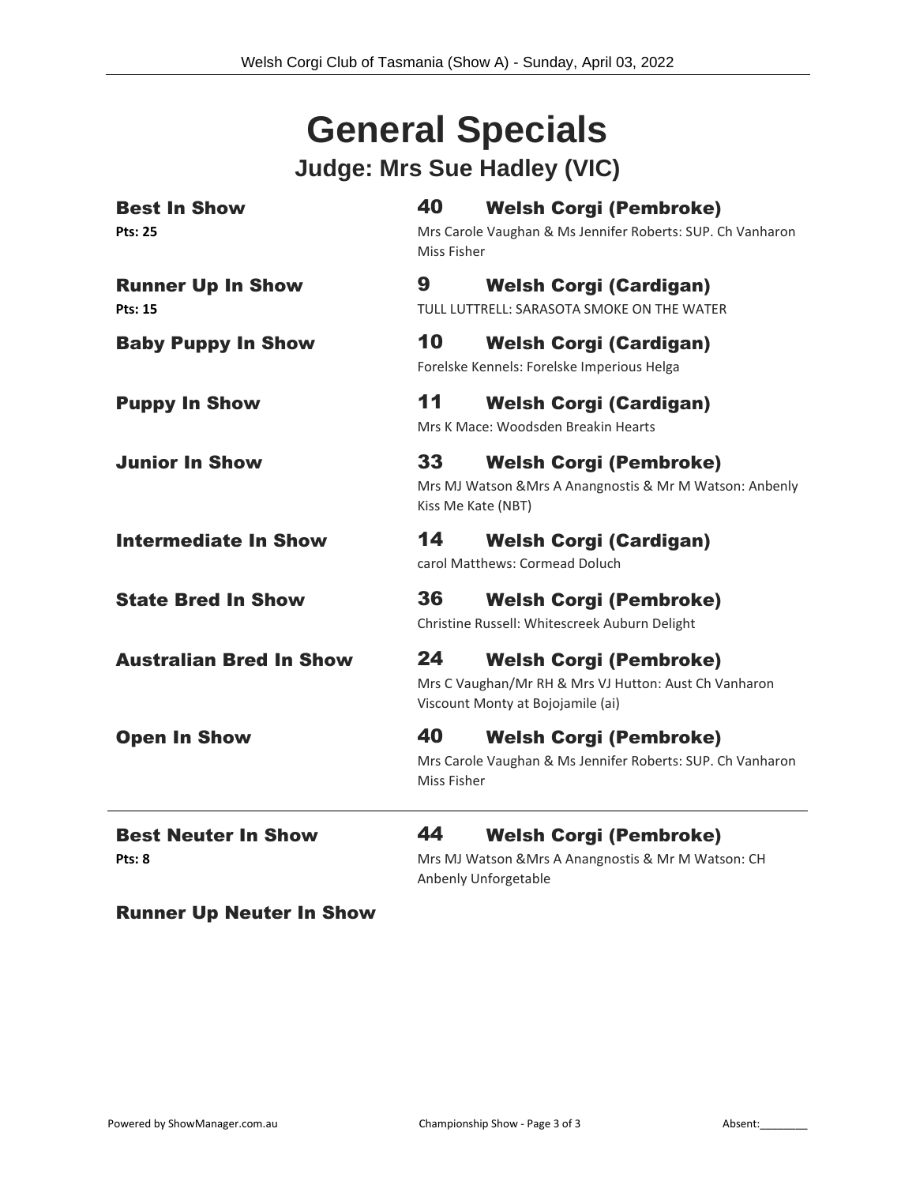# General Specials

## Judge: Mrs Sue Hadley (VIC)

**Best In Show**
Pts: 25

**40 Welsh Corgi (Pembroke)**
Mrs Carole Vaughan & Ms Jennifer Roberts: SUP. Ch Vanharon Miss Fisher

**Runner Up In Show**
Pts: 15

**9 Welsh Corgi (Cardigan)**
TULL LUTTRELL: SARASOTA SMOKE ON THE WATER

**Baby Puppy In Show**

**10 Welsh Corgi (Cardigan)**
Forelske Kennels: Forelske Imperious Helga

**Puppy In Show**

**11 Welsh Corgi (Cardigan)**
Mrs K Mace: Woodsden Breakin Hearts

**Junior In Show**

**33 Welsh Corgi (Pembroke)**
Mrs MJ Watson &Mrs A Anangnostis & Mr M Watson: Anbenly Kiss Me Kate (NBT)

**Intermediate In Show**

**14 Welsh Corgi (Cardigan)**
carol Matthews: Cormead Doluch

**State Bred In Show**

**36 Welsh Corgi (Pembroke)**
Christine Russell: Whitescreek Auburn Delight

**Australian Bred In Show**

**24 Welsh Corgi (Pembroke)**
Mrs C Vaughan/Mr RH & Mrs VJ Hutton: Aust Ch Vanharon Viscount Monty at Bojojamile (ai)

**Open In Show**

**40 Welsh Corgi (Pembroke)**
Mrs Carole Vaughan & Ms Jennifer Roberts: SUP. Ch Vanharon Miss Fisher

---

**Best Neuter In Show**
Pts: 8

**44 Welsh Corgi (Pembroke)**
Mrs MJ Watson &Mrs A Anangnostis & Mr M Watson: CH Anbenly Unforgetable

**Runner Up Neuter In Show**